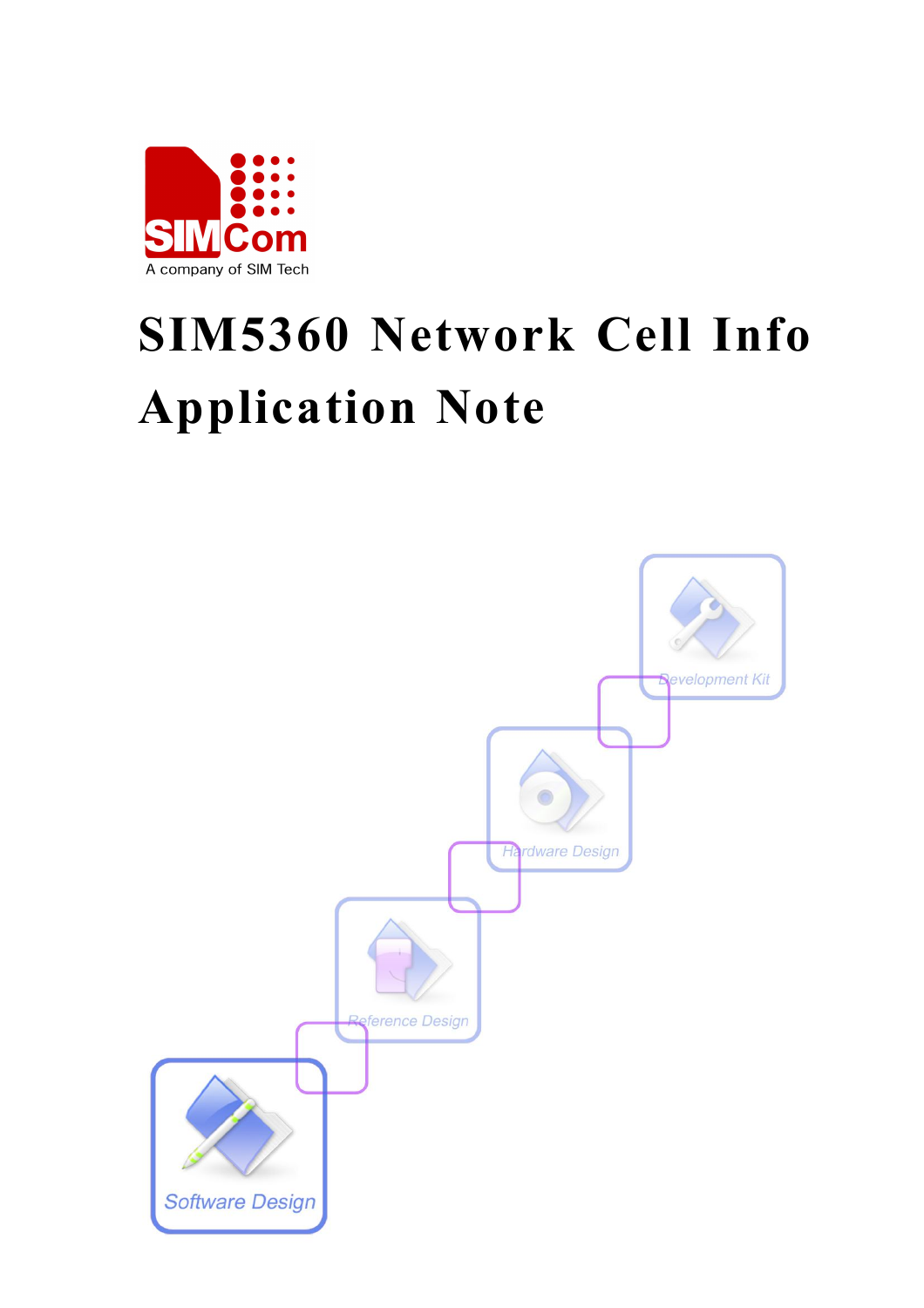SIMCom

A company of SIM Tech

# SIM5360 Network Cell Info Application Note

Development Kit

Hardware Design

Reference Design

Software Design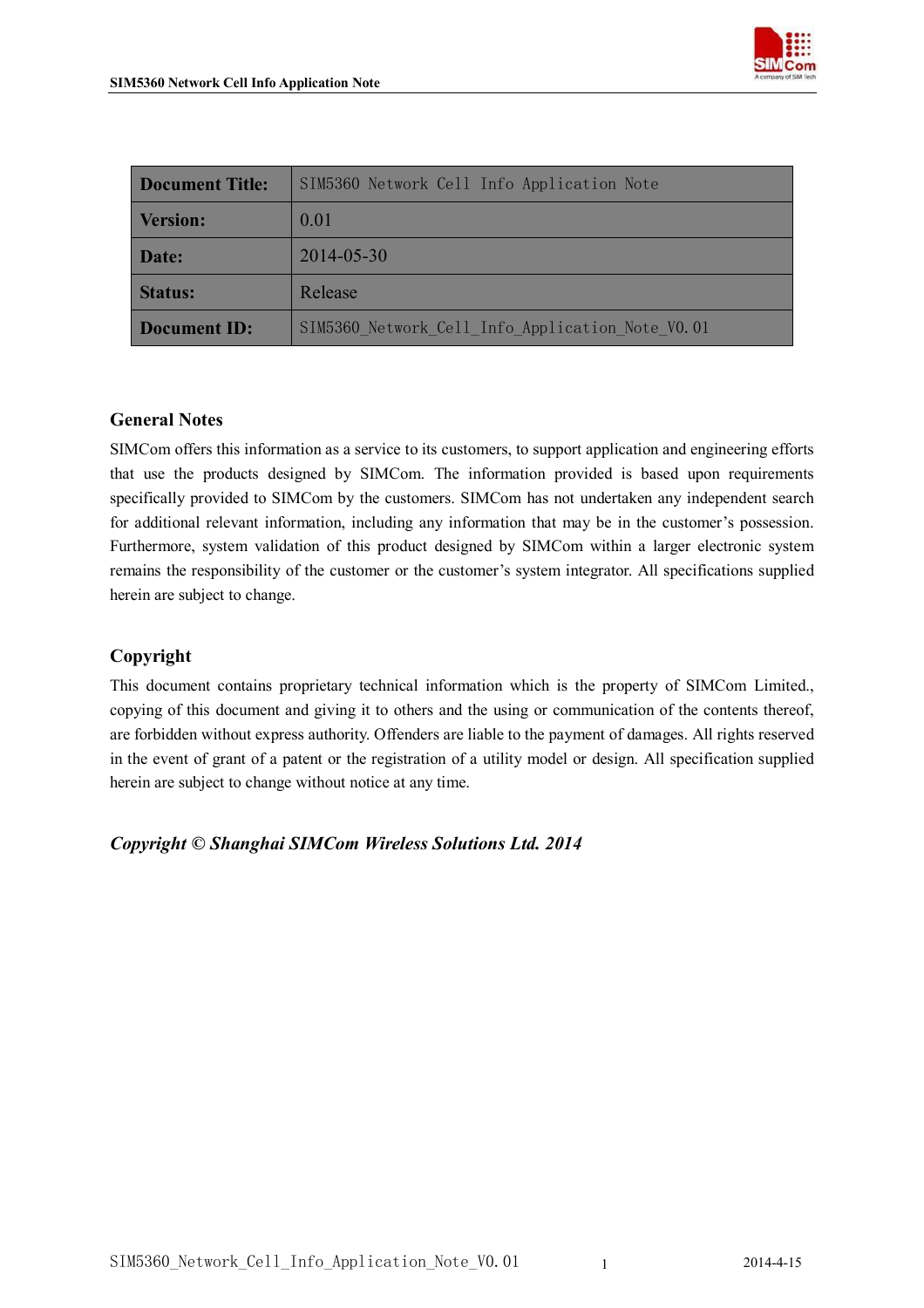| Document Title: | SIM5360 Network Cell Info Application Note |
|---|---|
| Version: | 0.01 |
| Date: | 2014-05-30 |
| Status: | Release |
| Document ID: | SIM5360_Network_Cell_Info_Application_Note_V0.01 |

## General Notes

SIMCom offers this information as a service to its customers, to support application and engineering efforts that use the products designed by SIMCom. The information provided is based upon requirements specifically provided to SIMCom by the customers. SIMCom has not undertaken any independent search for additional relevant information, including any information that may be in the customer's possession. Furthermore, system validation of this product designed by SIMCom within a larger electronic system remains the responsibility of the customer or the customer's system integrator. All specifications supplied herein are subject to change.

## Copyright

This document contains proprietary technical information which is the property of SIMCom Limited., copying of this document and giving it to others and the using or communication of the contents thereof, are forbidden without express authority. Offenders are liable to the payment of damages. All rights reserved in the event of grant of a patent or the registration of a utility model or design. All specification supplied herein are subject to change without notice at any time.

***Copyright © Shanghai SIMCom Wireless Solutions Ltd. 2014***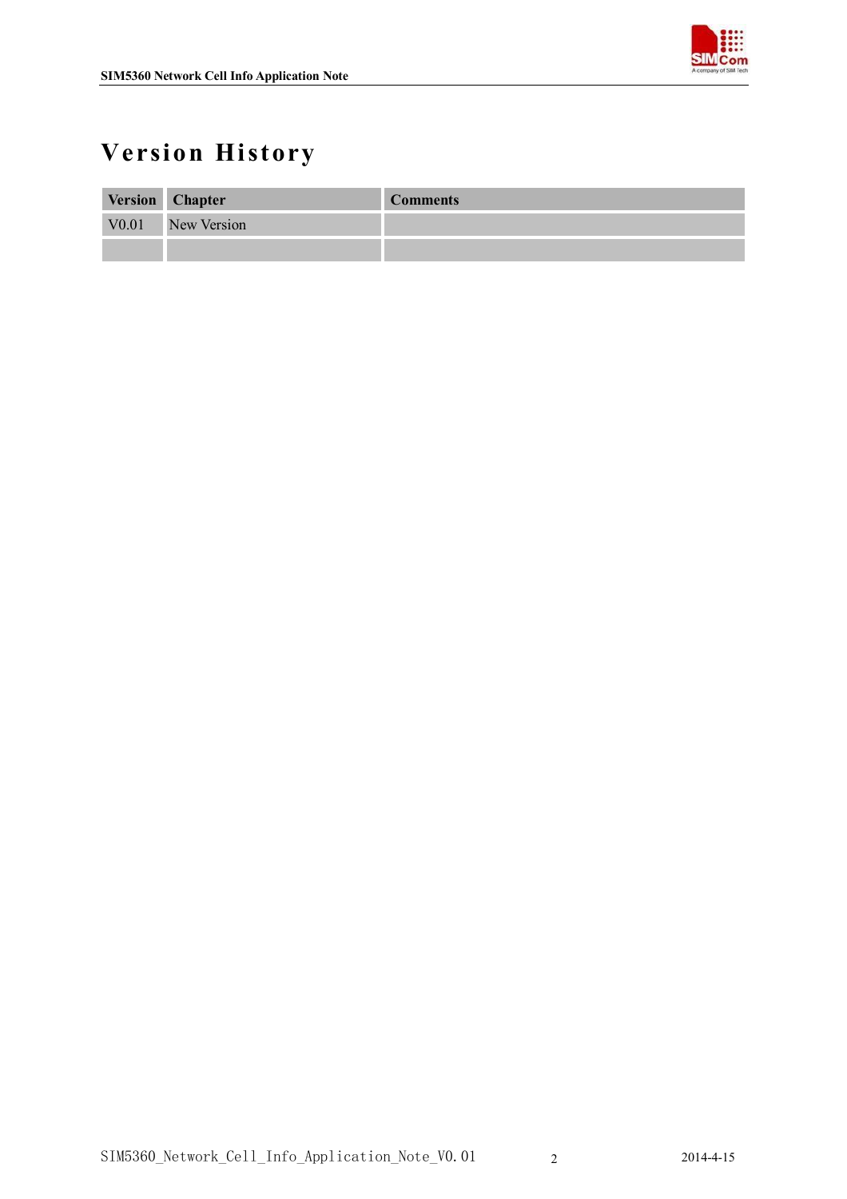# Version History

| Version | Chapter | Comments |
|---|---|---|
| V0.01 | New Version | |
| | | |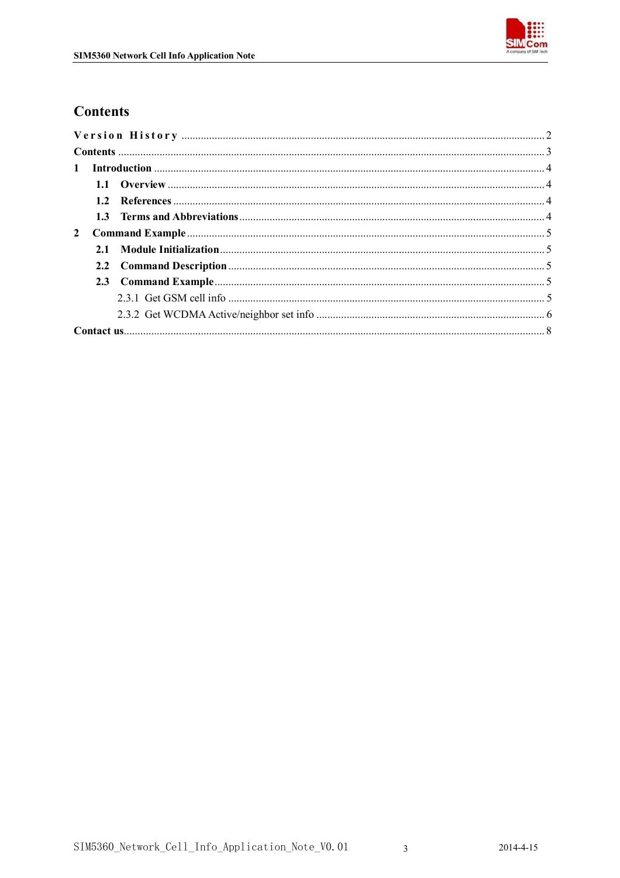# Contents

Version History .......... 2
Contents .......... 3
1 Introduction .......... 4
- 1.1 Overview .......... 4
- 1.2 References .......... 4
- 1.3 Terms and Abbreviations .......... 4

2 Command Example .......... 5
- 2.1 Module Initialization .......... 5
- 2.2 Command Description .......... 5
- 2.3 Command Example .......... 5
  - 2.3.1 Get GSM cell info .......... 5
  - 2.3.2 Get WCDMA Active/neighbor set info .......... 6

Contact us .......... 8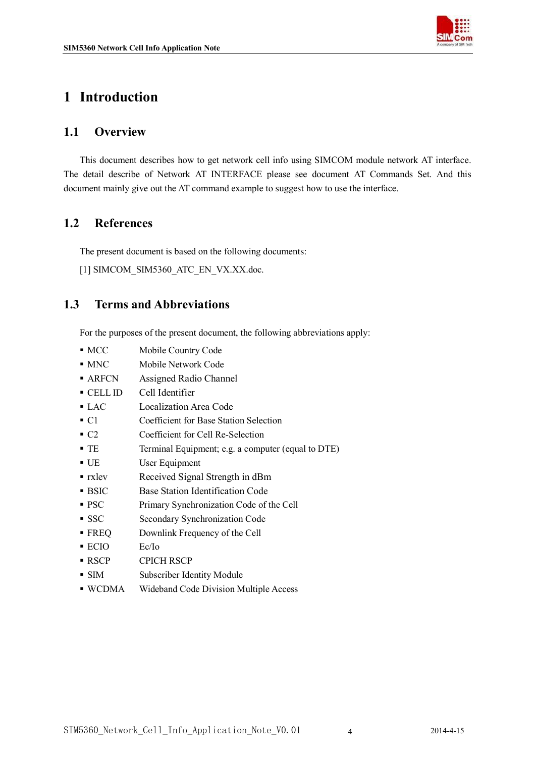# 1 Introduction

## 1.1 Overview

This document describes how to get network cell info using SIMCOM module network AT interface. The detail describe of Network AT INTERFACE please see document AT Commands Set. And this document mainly give out the AT command example to suggest how to use the interface.

## 1.2 References

The present document is based on the following documents:

[1] SIMCOM_SIM5360_ATC_EN_VX.XX.doc.

## 1.3 Terms and Abbreviations

For the purposes of the present document, the following abbreviations apply:

- MCC Mobile Country Code
- MNC Mobile Network Code
- ARFCN Assigned Radio Channel
- CELL ID Cell Identifier
- LAC Localization Area Code
- C1 Coefficient for Base Station Selection
- C2 Coefficient for Cell Re-Selection
- TE Terminal Equipment; e.g. a computer (equal to DTE)
- UE User Equipment
- rxlev Received Signal Strength in dBm
- BSIC Base Station Identification Code
- PSC Primary Synchronization Code of the Cell
- SSC Secondary Synchronization Code
- FREQ Downlink Frequency of the Cell
- ECIO Ec/Io
- RSCP CPICH RSCP
- SIM Subscriber Identity Module
- WCDMA Wideband Code Division Multiple Access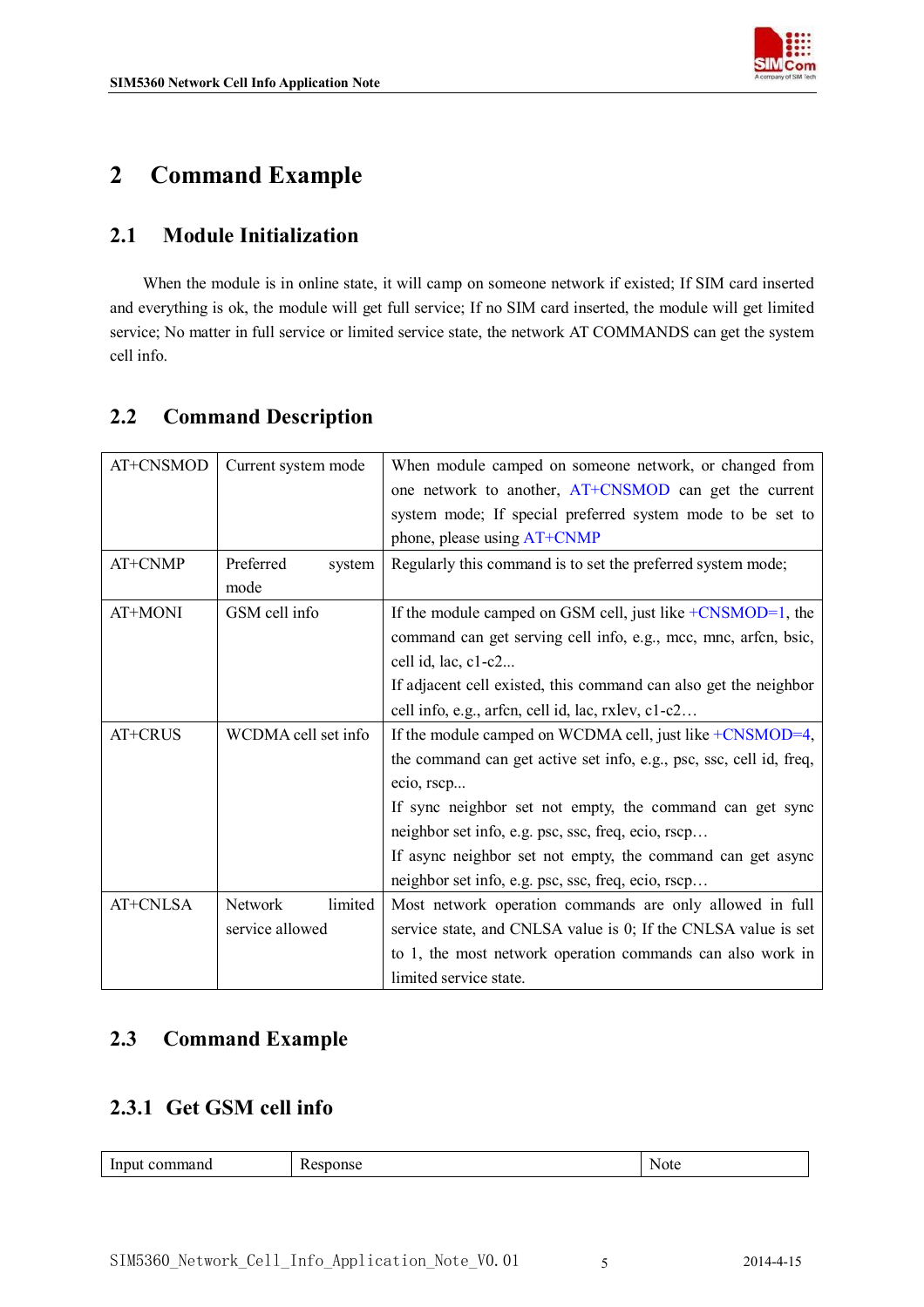# 2 Command Example

## 2.1 Module Initialization

When the module is in online state, it will camp on someone network if existed; If SIM card inserted and everything is ok, the module will get full service; If no SIM card inserted, the module will get limited service; No matter in full service or limited service state, the network AT COMMANDS can get the system cell info.

## 2.2 Command Description

| AT+CNSMOD | Current system mode | When module camped on someone network, or changed from one network to another, AT+CNSMOD can get the current system mode; If special preferred system mode to be set to phone, please using AT+CNMP |
|---|---|---|
| AT+CNMP | Preferred system mode | Regularly this command is to set the preferred system mode; |
| AT+MONI | GSM cell info | If the module camped on GSM cell, just like +CNSMOD=1, the command can get serving cell info, e.g., mcc, mnc, arfcn, bsic, cell id, lac, c1-c2...<br>If adjacent cell existed, this command can also get the neighbor cell info, e.g., arfcn, cell id, lac, rxlev, c1-c2… |
| AT+CRUS | WCDMA cell set info | If the module camped on WCDMA cell, just like +CNSMOD=4, the command can get active set info, e.g., psc, ssc, cell id, freq, ecio, rscp...<br>If sync neighbor set not empty, the command can get sync neighbor set info, e.g. psc, ssc, freq, ecio, rscp…<br>If async neighbor set not empty, the command can get async neighbor set info, e.g. psc, ssc, freq, ecio, rscp… |
| AT+CNLSA | Network limited service allowed | Most network operation commands are only allowed in full service state, and CNLSA value is 0; If the CNLSA value is set to 1, the most network operation commands can also work in limited service state. |

## 2.3 Command Example

### 2.3.1 Get GSM cell info

| Input command | Response | Note |
|---|---|---|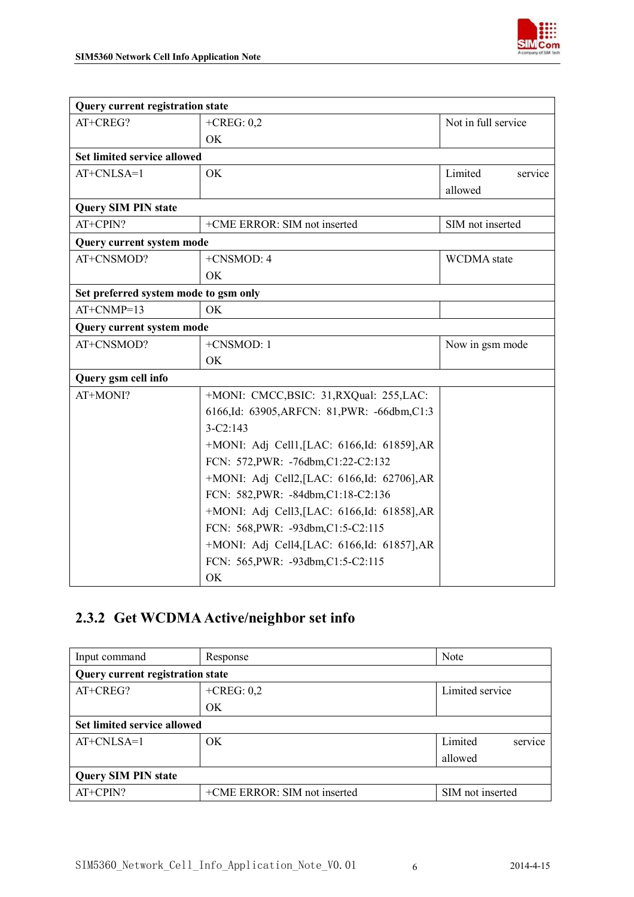| | | |
|---|---|---|
| **Query current registration state** | | |
| AT+CREG? | +CREG: 0,2<br>OK | Not in full service |
| **Set limited service allowed** | | |
| AT+CNLSA=1 | OK | Limited service allowed |
| **Query SIM PIN state** | | |
| AT+CPIN? | +CME ERROR: SIM not inserted | SIM not inserted |
| **Query current system mode** | | |
| AT+CNSMOD? | +CNSMOD: 4<br>OK | WCDMA state |
| **Set preferred system mode to gsm only** | | |
| AT+CNMP=13 | OK | |
| **Query current system mode** | | |
| AT+CNSMOD? | +CNSMOD: 1<br>OK | Now in gsm mode |
| **Query gsm cell info** | | |
| AT+MONI? | +MONI: CMCC,BSIC: 31,RXQual: 255,LAC: 6166,Id: 63905,ARFCN: 81,PWR: -66dbm,C1:33-C2:143<br>+MONI: Adj Cell1,[LAC: 6166,Id: 61859],ARFCN: 572,PWR: -76dbm,C1:22-C2:132<br>+MONI: Adj Cell2,[LAC: 6166,Id: 62706],ARFCN: 582,PWR: -84dbm,C1:18-C2:136<br>+MONI: Adj Cell3,[LAC: 6166,Id: 61858],ARFCN: 568,PWR: -93dbm,C1:5-C2:115<br>+MONI: Adj Cell4,[LAC: 6166,Id: 61857],ARFCN: 565,PWR: -93dbm,C1:5-C2:115<br>OK | |

### 2.3.2 Get WCDMA Active/neighbor set info

| Input command | Response | Note |
|---|---|---|
| **Query current registration state** | | |
| AT+CREG? | +CREG: 0,2<br>OK | Limited service |
| **Set limited service allowed** | | |
| AT+CNLSA=1 | OK | Limited service allowed |
| **Query SIM PIN state** | | |
| AT+CPIN? | +CME ERROR: SIM not inserted | SIM not inserted |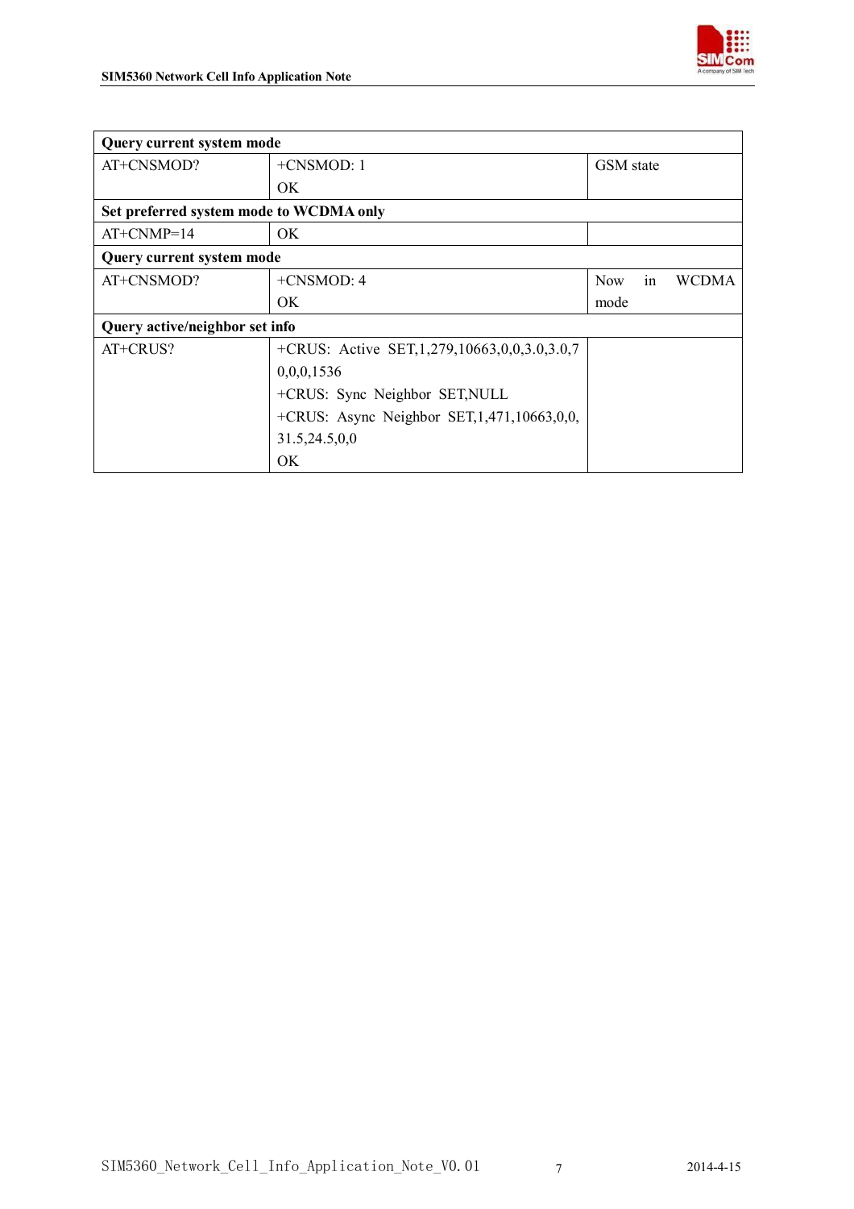| Query current system mode | | |
| --- | --- | --- |
| AT+CNSMOD? | +CNSMOD: 1<br>OK | GSM state |
| **Set preferred system mode to WCDMA only** | | |
| AT+CNMP=14 | OK | |
| **Query current system mode** | | |
| AT+CNSMOD? | +CNSMOD: 4<br>OK | Now in WCDMA mode |
| **Query active/neighbor set info** | | |
| AT+CRUS? | +CRUS: Active SET,1,279,10663,0,0,3.0,3.0,70,0,0,1536<br>+CRUS: Sync Neighbor SET,NULL<br>+CRUS: Async Neighbor SET,1,471,10663,0,0,31.5,24.5,0,0<br>OK | |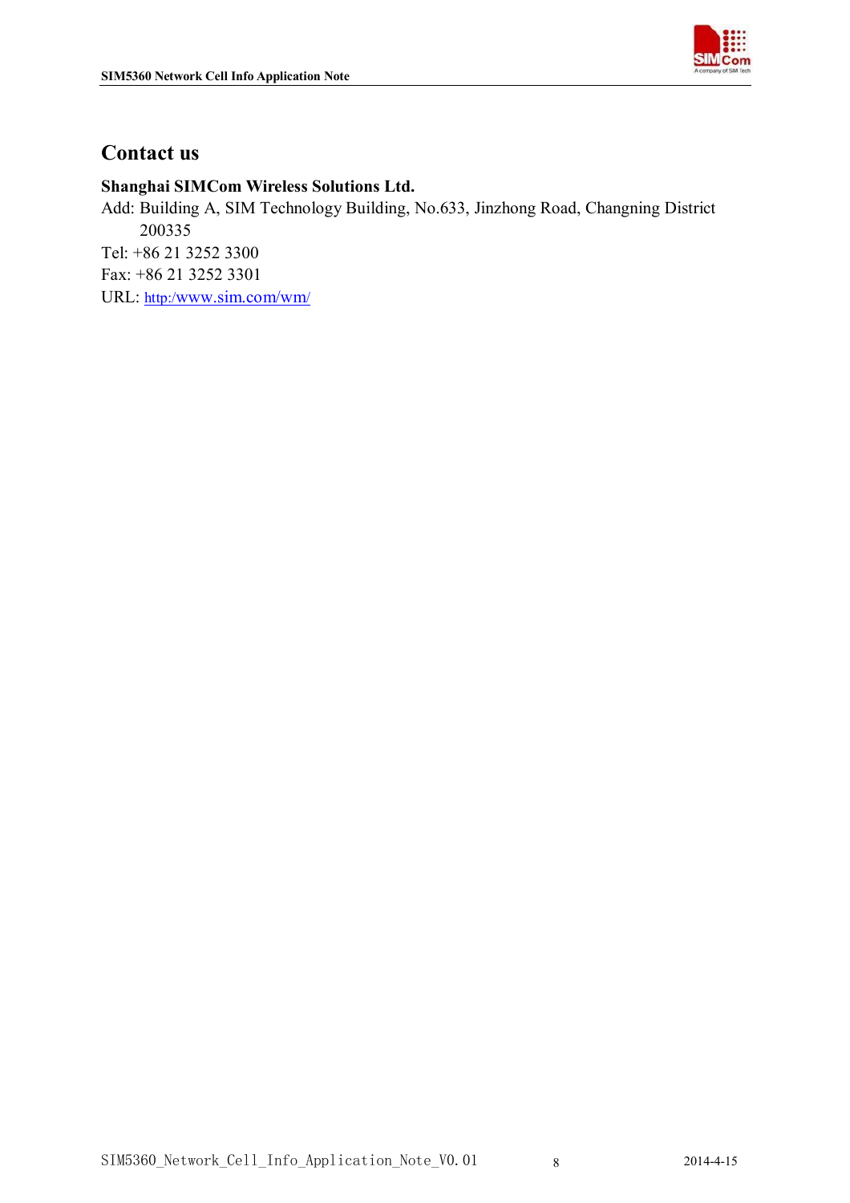## Contact us

**Shanghai SIMCom Wireless Solutions Ltd.**

Add: Building A, SIM Technology Building, No.633, Jinzhong Road, Changning District 200335

Tel: +86 21 3252 3300

Fax: +86 21 3252 3301

URL: http:/www.sim.com/wm/